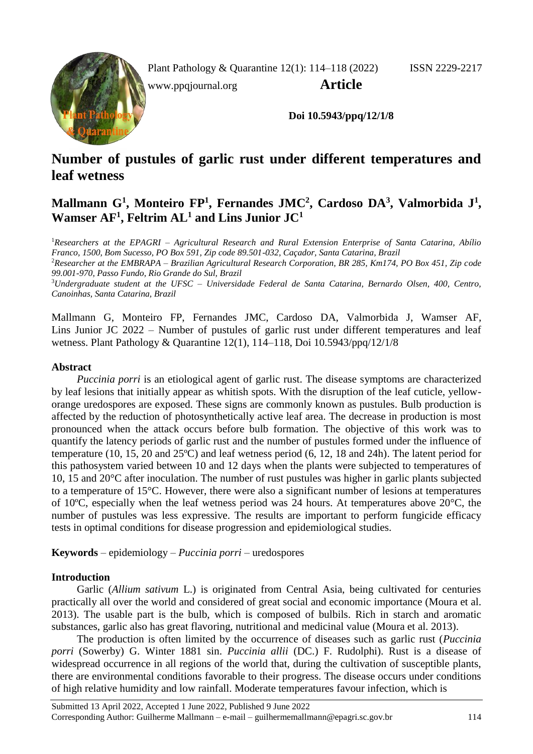Plant Pathology & Quarantine 12(1): 114–118 (2022) ISSN 2229-2217

www.ppqjournal.org **Article**

**Doi 10.5943/ppq/12/1/8**

# Number of pustules of garlic rust under different temperatures and leaf wetness

## Mallmann G[1], Monteiro FP[1], Fernandes JMC[2], Cardoso DA[3], Valmorbida J[1], Wamser AF[1], Feltrim AL[1] and Lins Junior JC[1]

[1]*Researchers at the EPAGRI – Agricultural Research and Rural Extension Enterprise of Santa Catarina, Abílio Franco, 1500, Bom Sucesso, PO Box 591, Zip code 89.501-032, Caçador, Santa Catarina, Brazil*
[2]*Researcher at the EMBRAPA – Brazilian Agricultural Research Corporation, BR 285, Km174, PO Box 451, Zip code 99.001-970, Passo Fundo, Rio Grande do Sul, Brazil*
[3]*Undergraduate student at the UFSC – Universidade Federal de Santa Catarina, Bernardo Olsen, 400, Centro, Canoinhas, Santa Catarina, Brazil*

Mallmann G, Monteiro FP, Fernandes JMC, Cardoso DA, Valmorbida J, Wamser AF, Lins Junior JC 2022 – Number of pustules of garlic rust under different temperatures and leaf wetness. Plant Pathology & Quarantine 12(1), 114–118, Doi 10.5943/ppq/12/1/8

### Abstract

*Puccinia porri* is an etiological agent of garlic rust. The disease symptoms are characterized by leaf lesions that initially appear as whitish spots. With the disruption of the leaf cuticle, yellow-orange uredospores are exposed. These signs are commonly known as pustules. Bulb production is affected by the reduction of photosynthetically active leaf area. The decrease in production is most pronounced when the attack occurs before bulb formation. The objective of this work was to quantify the latency periods of garlic rust and the number of pustules formed under the influence of temperature (10, 15, 20 and 25ºC) and leaf wetness period (6, 12, 18 and 24h). The latent period for this pathosystem varied between 10 and 12 days when the plants were subjected to temperatures of 10, 15 and 20°C after inoculation. The number of rust pustules was higher in garlic plants subjected to a temperature of 15°C. However, there were also a significant number of lesions at temperatures of 10ºC, especially when the leaf wetness period was 24 hours. At temperatures above 20°C, the number of pustules was less expressive. The results are important to perform fungicide efficacy tests in optimal conditions for disease progression and epidemiological studies.

**Keywords** – epidemiology – *Puccinia porri* – uredospores

### Introduction

Garlic (*Allium sativum* L.) is originated from Central Asia, being cultivated for centuries practically all over the world and considered of great social and economic importance (Moura et al. 2013). The usable part is the bulb, which is composed of bulbils. Rich in starch and aromatic substances, garlic also has great flavoring, nutritional and medicinal value (Moura et al. 2013).

The production is often limited by the occurrence of diseases such as garlic rust (*Puccinia porri* (Sowerby) G. Winter 1881 sin. *Puccinia allii* (DC.) F. Rudolphi). Rust is a disease of widespread occurrence in all regions of the world that, during the cultivation of susceptible plants, there are environmental conditions favorable to their progress. The disease occurs under conditions of high relative humidity and low rainfall. Moderate temperatures favour infection, which is

Submitted 13 April 2022, Accepted 1 June 2022, Published 9 June 2022
Corresponding Author: Guilherme Mallmann – e-mail – guilhermemallmann@epagri.sc.gov.br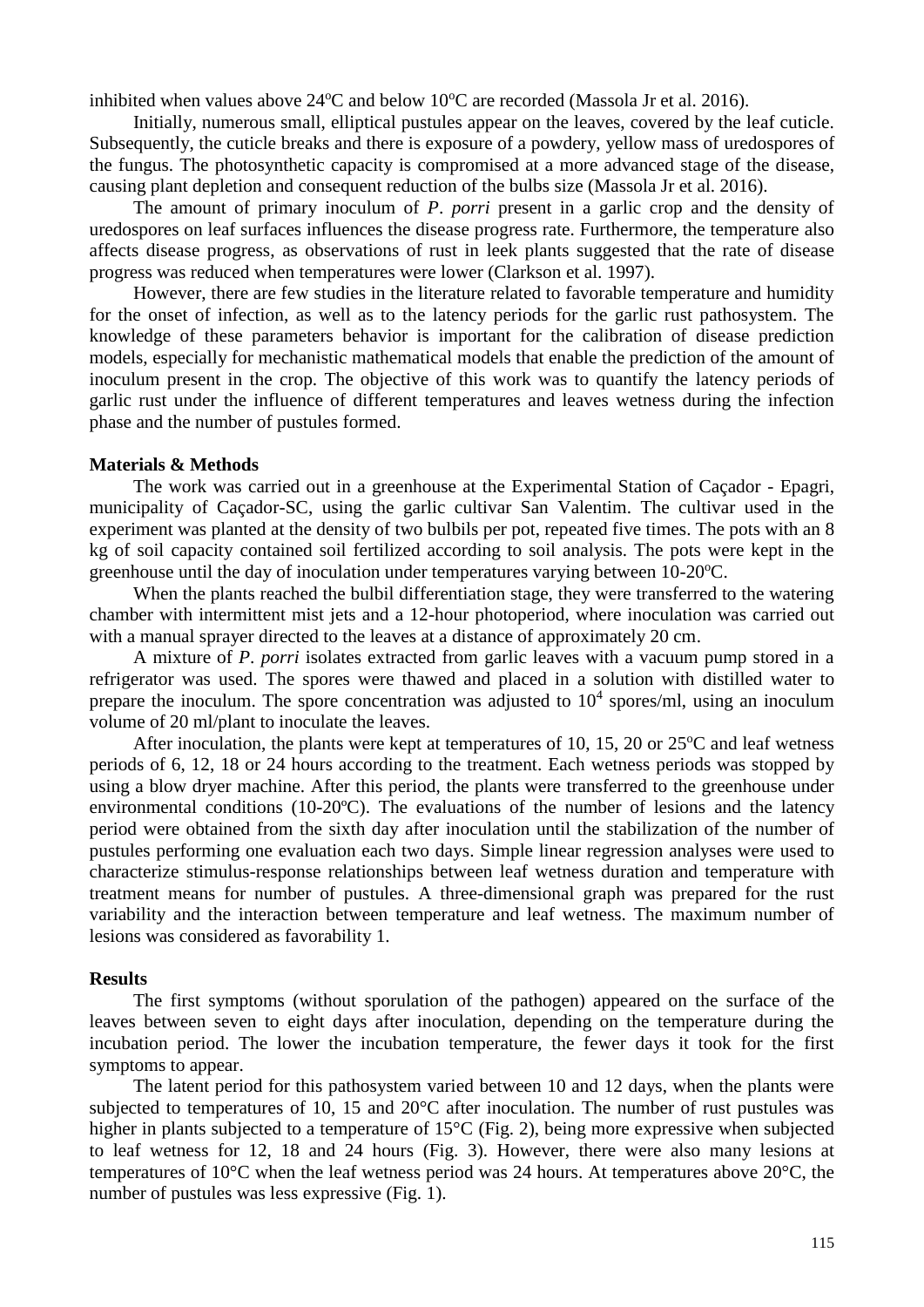inhibited when values above 24ºC and below 10ºC are recorded (Massola Jr et al. 2016).

Initially, numerous small, elliptical pustules appear on the leaves, covered by the leaf cuticle. Subsequently, the cuticle breaks and there is exposure of a powdery, yellow mass of uredospores of the fungus. The photosynthetic capacity is compromised at a more advanced stage of the disease, causing plant depletion and consequent reduction of the bulbs size (Massola Jr et al. 2016).

The amount of primary inoculum of *P*. *porri* present in a garlic crop and the density of uredospores on leaf surfaces influences the disease progress rate. Furthermore, the temperature also affects disease progress, as observations of rust in leek plants suggested that the rate of disease progress was reduced when temperatures were lower (Clarkson et al. 1997).

However, there are few studies in the literature related to favorable temperature and humidity for the onset of infection, as well as to the latency periods for the garlic rust pathosystem. The knowledge of these parameters behavior is important for the calibration of disease prediction models, especially for mechanistic mathematical models that enable the prediction of the amount of inoculum present in the crop. The objective of this work was to quantify the latency periods of garlic rust under the influence of different temperatures and leaves wetness during the infection phase and the number of pustules formed.

## Materials & Methods

The work was carried out in a greenhouse at the Experimental Station of Caçador - Epagri, municipality of Caçador-SC, using the garlic cultivar San Valentim. The cultivar used in the experiment was planted at the density of two bulbils per pot, repeated five times. The pots with an 8 kg of soil capacity contained soil fertilized according to soil analysis. The pots were kept in the greenhouse until the day of inoculation under temperatures varying between 10-20ºC.

When the plants reached the bulbil differentiation stage, they were transferred to the watering chamber with intermittent mist jets and a 12-hour photoperiod, where inoculation was carried out with a manual sprayer directed to the leaves at a distance of approximately 20 cm.

A mixture of *P*. *porri* isolates extracted from garlic leaves with a vacuum pump stored in a refrigerator was used. The spores were thawed and placed in a solution with distilled water to prepare the inoculum. The spore concentration was adjusted to $10^4$ spores/ml, using an inoculum volume of 20 ml/plant to inoculate the leaves.

After inoculation, the plants were kept at temperatures of 10, 15, 20 or 25ºC and leaf wetness periods of 6, 12, 18 or 24 hours according to the treatment. Each wetness periods was stopped by using a blow dryer machine. After this period, the plants were transferred to the greenhouse under environmental conditions (10-20ºC). The evaluations of the number of lesions and the latency period were obtained from the sixth day after inoculation until the stabilization of the number of pustules performing one evaluation each two days. Simple linear regression analyses were used to characterize stimulus-response relationships between leaf wetness duration and temperature with treatment means for number of pustules. A three-dimensional graph was prepared for the rust variability and the interaction between temperature and leaf wetness. The maximum number of lesions was considered as favorability 1.

## Results

The first symptoms (without sporulation of the pathogen) appeared on the surface of the leaves between seven to eight days after inoculation, depending on the temperature during the incubation period. The lower the incubation temperature, the fewer days it took for the first symptoms to appear.

The latent period for this pathosystem varied between 10 and 12 days, when the plants were subjected to temperatures of 10, 15 and 20°C after inoculation. The number of rust pustules was higher in plants subjected to a temperature of 15°C (Fig. 2), being more expressive when subjected to leaf wetness for 12, 18 and 24 hours (Fig. 3). However, there were also many lesions at temperatures of 10°C when the leaf wetness period was 24 hours. At temperatures above 20°C, the number of pustules was less expressive (Fig. 1).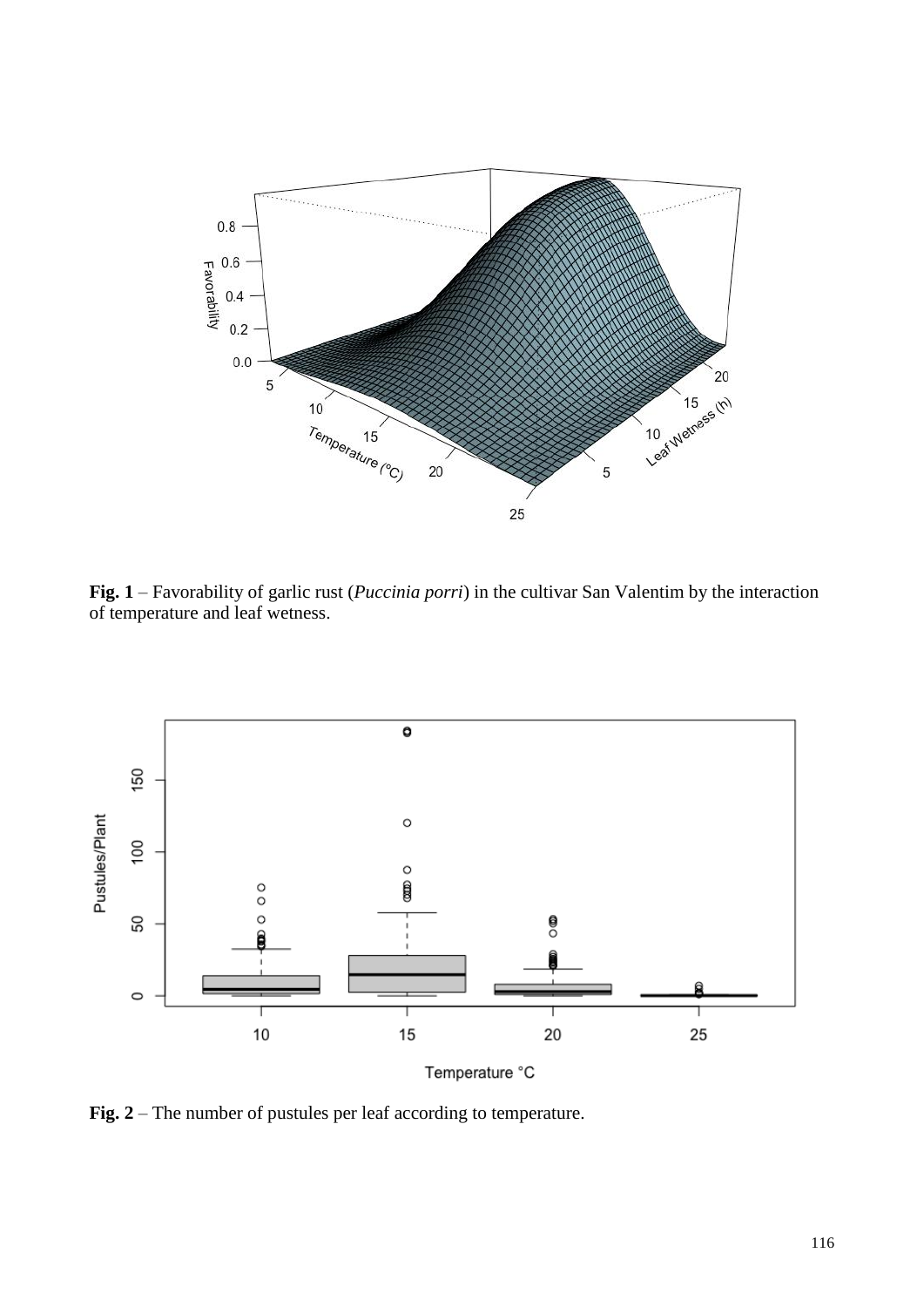**Fig. 1** – Favorability of garlic rust (*Puccinia porri*) in the cultivar San Valentim by the interaction of temperature and leaf wetness.

**Fig. 2** – The number of pustules per leaf according to temperature.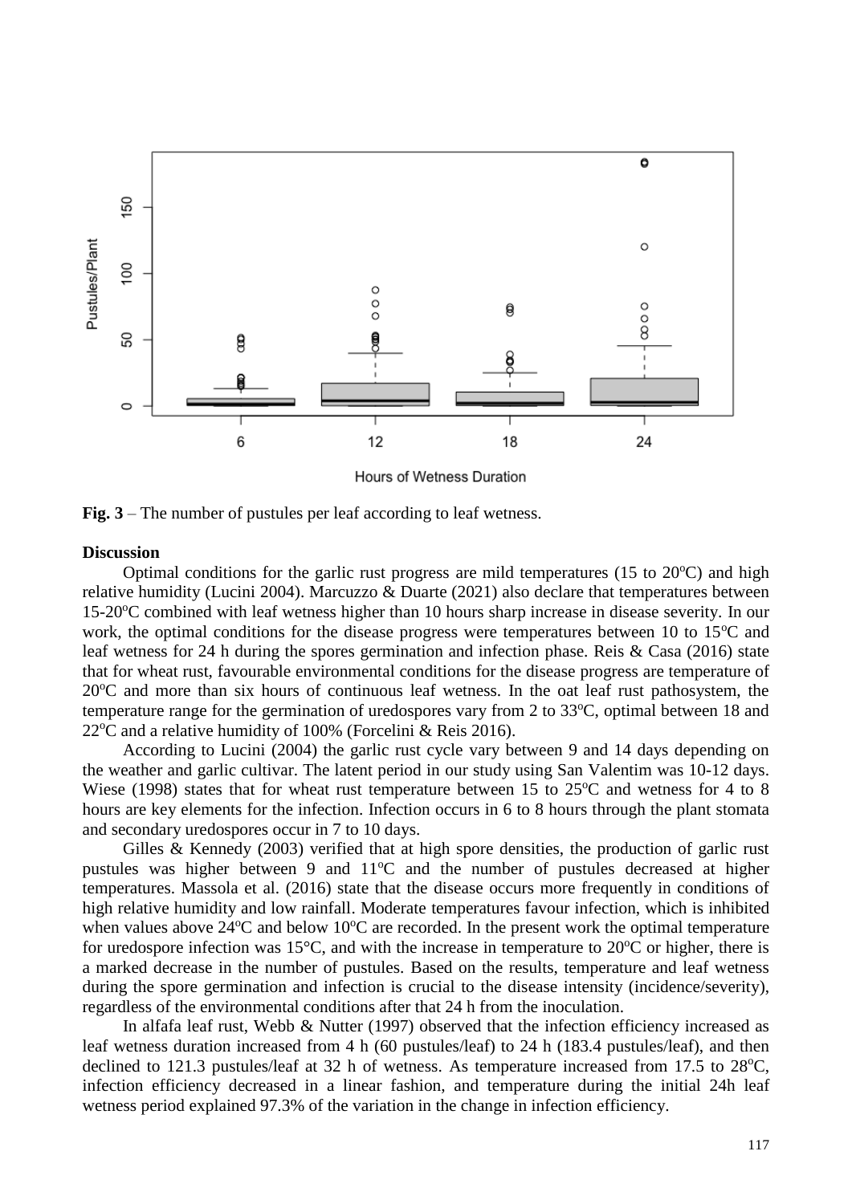**Fig. 3** – The number of pustules per leaf according to leaf wetness.

**Discussion**

Optimal conditions for the garlic rust progress are mild temperatures (15 to 20°C) and high relative humidity (Lucini 2004). Marcuzzo & Duarte (2021) also declare that temperatures between 15-20°C combined with leaf wetness higher than 10 hours sharp increase in disease severity. In our work, the optimal conditions for the disease progress were temperatures between 10 to 15°C and leaf wetness for 24 h during the spores germination and infection phase. Reis & Casa (2016) state that for wheat rust, favourable environmental conditions for the disease progress are temperature of 20°C and more than six hours of continuous leaf wetness. In the oat leaf rust pathosystem, the temperature range for the germination of uredospores vary from 2 to 33°C, optimal between 18 and 22°C and a relative humidity of 100% (Forcelini & Reis 2016).

According to Lucini (2004) the garlic rust cycle vary between 9 and 14 days depending on the weather and garlic cultivar. The latent period in our study using San Valentim was 10-12 days. Wiese (1998) states that for wheat rust temperature between 15 to 25°C and wetness for 4 to 8 hours are key elements for the infection. Infection occurs in 6 to 8 hours through the plant stomata and secondary uredospores occur in 7 to 10 days.

Gilles & Kennedy (2003) verified that at high spore densities, the production of garlic rust pustules was higher between 9 and 11°C and the number of pustules decreased at higher temperatures. Massola et al. (2016) state that the disease occurs more frequently in conditions of high relative humidity and low rainfall. Moderate temperatures favour infection, which is inhibited when values above 24°C and below 10°C are recorded. In the present work the optimal temperature for uredospore infection was 15°C, and with the increase in temperature to 20°C or higher, there is a marked decrease in the number of pustules. Based on the results, temperature and leaf wetness during the spore germination and infection is crucial to the disease intensity (incidence/severity), regardless of the environmental conditions after that 24 h from the inoculation.

In alfafa leaf rust, Webb & Nutter (1997) observed that the infection efficiency increased as leaf wetness duration increased from 4 h (60 pustules/leaf) to 24 h (183.4 pustules/leaf), and then declined to 121.3 pustules/leaf at 32 h of wetness. As temperature increased from 17.5 to 28°C, infection efficiency decreased in a linear fashion, and temperature during the initial 24h leaf wetness period explained 97.3% of the variation in the change in infection efficiency.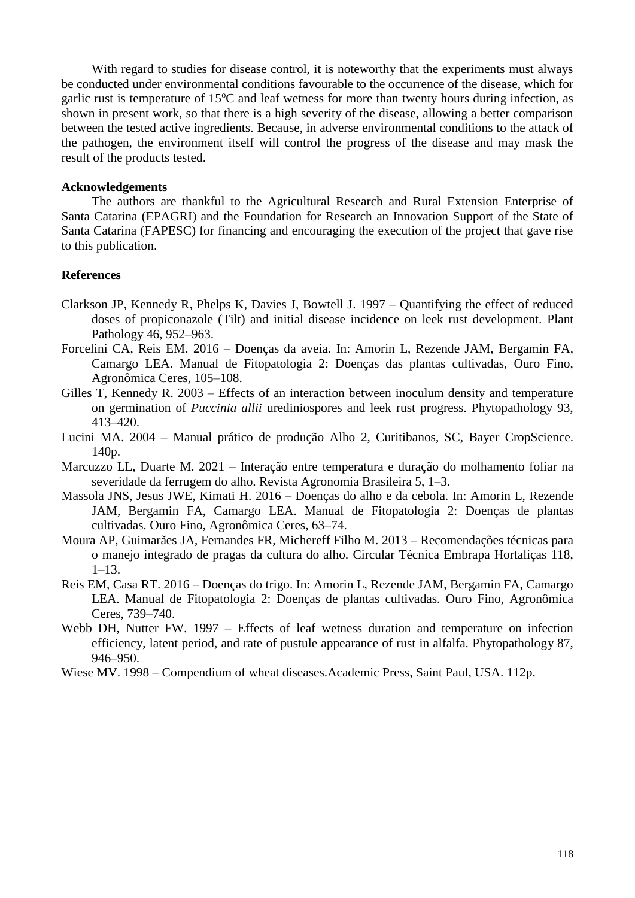With regard to studies for disease control, it is noteworthy that the experiments must always be conducted under environmental conditions favourable to the occurrence of the disease, which for garlic rust is temperature of 15ºC and leaf wetness for more than twenty hours during infection, as shown in present work, so that there is a high severity of the disease, allowing a better comparison between the tested active ingredients. Because, in adverse environmental conditions to the attack of the pathogen, the environment itself will control the progress of the disease and may mask the result of the products tested.

## Acknowledgements

The authors are thankful to the Agricultural Research and Rural Extension Enterprise of Santa Catarina (EPAGRI) and the Foundation for Research an Innovation Support of the State of Santa Catarina (FAPESC) for financing and encouraging the execution of the project that gave rise to this publication.

## References

Clarkson JP, Kennedy R, Phelps K, Davies J, Bowtell J. 1997 – Quantifying the effect of reduced doses of propiconazole (Tilt) and initial disease incidence on leek rust development. Plant Pathology 46, 952–963.

Forcelini CA, Reis EM. 2016 – Doenças da aveia. In: Amorin L, Rezende JAM, Bergamin FA, Camargo LEA. Manual de Fitopatologia 2: Doenças das plantas cultivadas, Ouro Fino, Agronômica Ceres, 105–108.

Gilles T, Kennedy R. 2003 – Effects of an interaction between inoculum density and temperature on germination of *Puccinia allii* urediniospores and leek rust progress. Phytopathology 93, 413–420.

Lucini MA. 2004 – Manual prático de produção Alho 2, Curitibanos, SC, Bayer CropScience. 140p.

Marcuzzo LL, Duarte M. 2021 – Interação entre temperatura e duração do molhamento foliar na severidade da ferrugem do alho. Revista Agronomia Brasileira 5, 1–3.

Massola JNS, Jesus JWE, Kimati H. 2016 – Doenças do alho e da cebola. In: Amorin L, Rezende JAM, Bergamin FA, Camargo LEA. Manual de Fitopatologia 2: Doenças de plantas cultivadas. Ouro Fino, Agronômica Ceres, 63–74.

Moura AP, Guimarães JA, Fernandes FR, Michereff Filho M. 2013 – Recomendações técnicas para o manejo integrado de pragas da cultura do alho. Circular Técnica Embrapa Hortaliças 118, 1–13.

Reis EM, Casa RT. 2016 – Doenças do trigo. In: Amorin L, Rezende JAM, Bergamin FA, Camargo LEA. Manual de Fitopatologia 2: Doenças de plantas cultivadas. Ouro Fino, Agronômica Ceres, 739–740.

Webb DH, Nutter FW. 1997 – Effects of leaf wetness duration and temperature on infection efficiency, latent period, and rate of pustule appearance of rust in alfalfa. Phytopathology 87, 946–950.

Wiese MV. 1998 – Compendium of wheat diseases.Academic Press, Saint Paul, USA. 112p.